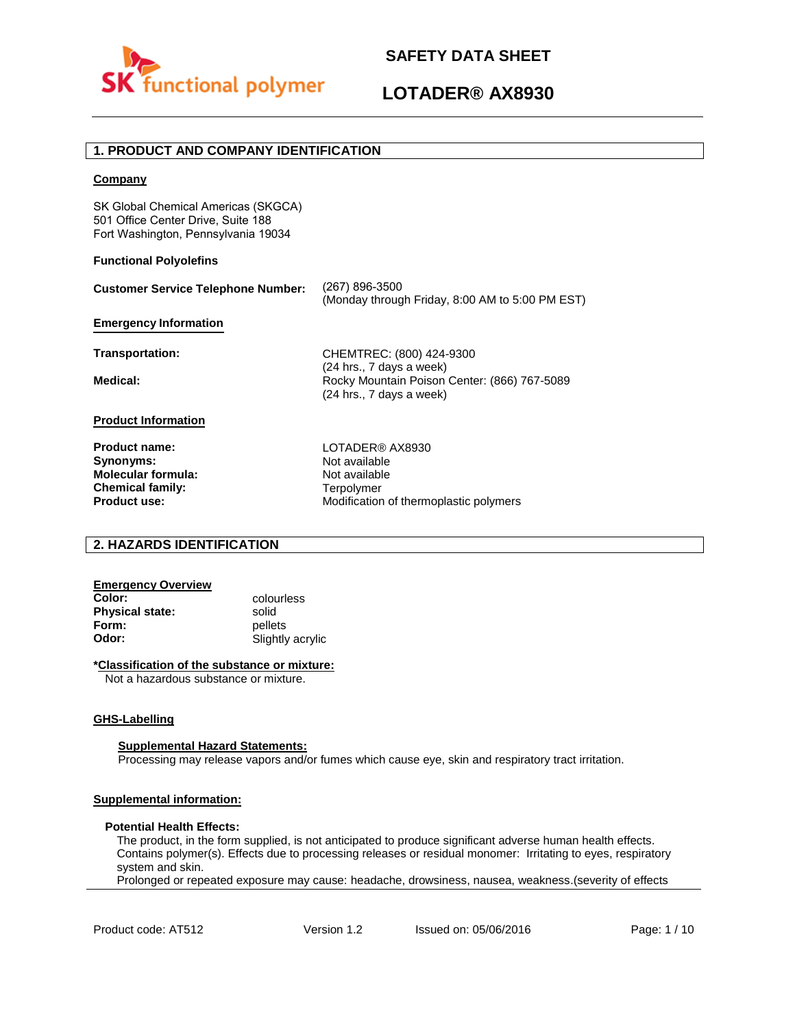# SAFETY DATA SHEET

# LOTADER® AX8930

## 1. PRODUCT AND COMPANY IDENTIFICATION

**Company**

SK Global Chemical Americas (SKGCA)
501 Office Center Drive, Suite 188
Fort Washington, Pennsylvania 19034

**Functional Polyolefins**

**Customer Service Telephone Number:** (267) 896-3500
(Monday through Friday, 8:00 AM to 5:00 PM EST)

**Emergency Information**

**Transportation:** CHEMTREC: (800) 424-9300
(24 hrs., 7 days a week)

**Medical:** Rocky Mountain Poison Center: (866) 767-5089
(24 hrs., 7 days a week)

**Product Information**

| | |
|---|---|
| **Product name:** | LOTADER® AX8930 |
| **Synonyms:** | Not available |
| **Molecular formula:** | Not available |
| **Chemical family:** | Terpolymer |
| **Product use:** | Modification of thermoplastic polymers |

## 2. HAZARDS IDENTIFICATION

**Emergency Overview**

| | |
|---|---|
| **Color:** | colourless |
| **Physical state:** | solid |
| **Form:** | pellets |
| **Odor:** | Slightly acrylic |

**\*Classification of the substance or mixture:**

Not a hazardous substance or mixture.

**GHS-Labelling**

**Supplemental Hazard Statements:**

Processing may release vapors and/or fumes which cause eye, skin and respiratory tract irritation.

**Supplemental information:**

**Potential Health Effects:**

The product, in the form supplied, is not anticipated to produce significant adverse human health effects. Contains polymer(s). Effects due to processing releases or residual monomer: Irritating to eyes, respiratory system and skin.
Prolonged or repeated exposure may cause: headache, drowsiness, nausea, weakness.(severity of effects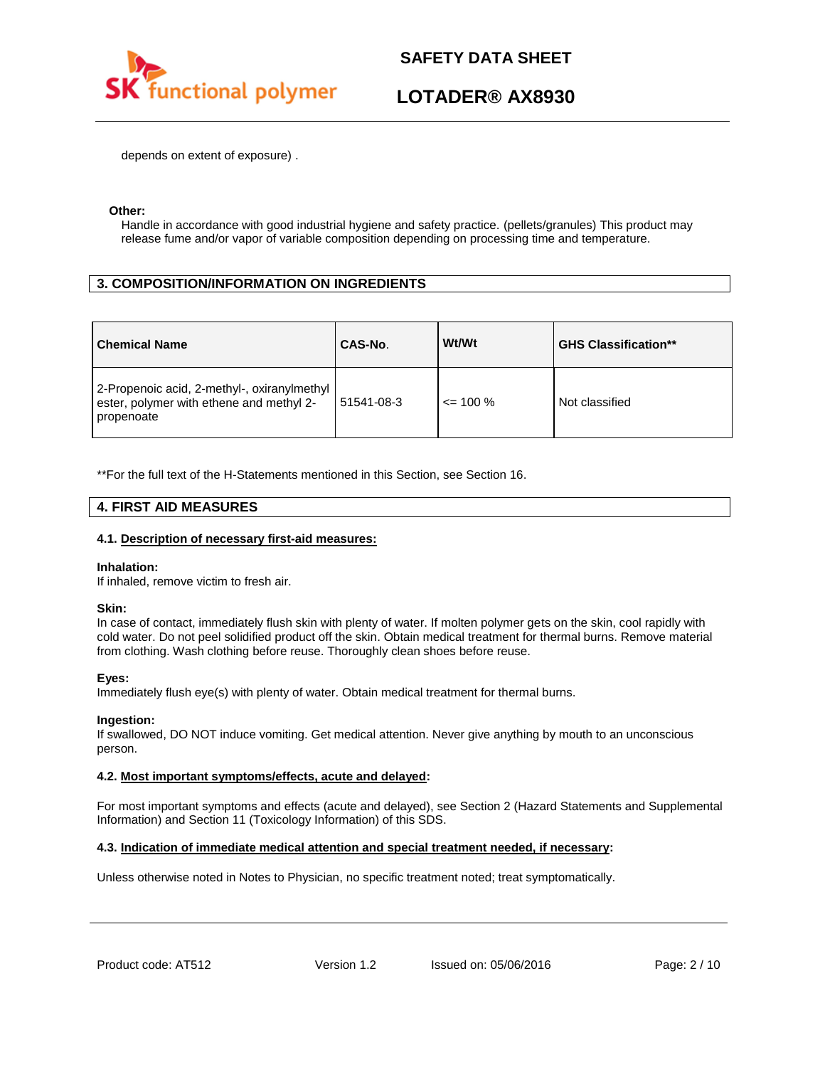depends on extent of exposure) .

**Other:**

Handle in accordance with good industrial hygiene and safety practice. (pellets/granules) This product may release fume and/or vapor of variable composition depending on processing time and temperature.

## 3. COMPOSITION/INFORMATION ON INGREDIENTS

| Chemical Name | CAS-No. | Wt/Wt | GHS Classification** |
|---|---|---|---|
| 2-Propenoic acid, 2-methyl-, oxiranylmethyl ester, polymer with ethene and methyl 2-propenoate | 51541-08-3 | <= 100 % | Not classified |

**For the full text of the H-Statements mentioned in this Section, see Section 16.

## 4. FIRST AID MEASURES

### 4.1. Description of necessary first-aid measures:

**Inhalation:**
If inhaled, remove victim to fresh air.

**Skin:**
In case of contact, immediately flush skin with plenty of water. If molten polymer gets on the skin, cool rapidly with cold water. Do not peel solidified product off the skin. Obtain medical treatment for thermal burns. Remove material from clothing. Wash clothing before reuse. Thoroughly clean shoes before reuse.

**Eyes:**
Immediately flush eye(s) with plenty of water. Obtain medical treatment for thermal burns.

**Ingestion:**
If swallowed, DO NOT induce vomiting. Get medical attention. Never give anything by mouth to an unconscious person.

### 4.2. Most important symptoms/effects, acute and delayed:

For most important symptoms and effects (acute and delayed), see Section 2 (Hazard Statements and Supplemental Information) and Section 11 (Toxicology Information) of this SDS.

### 4.3. Indication of immediate medical attention and special treatment needed, if necessary:

Unless otherwise noted in Notes to Physician, no specific treatment noted; treat symptomatically.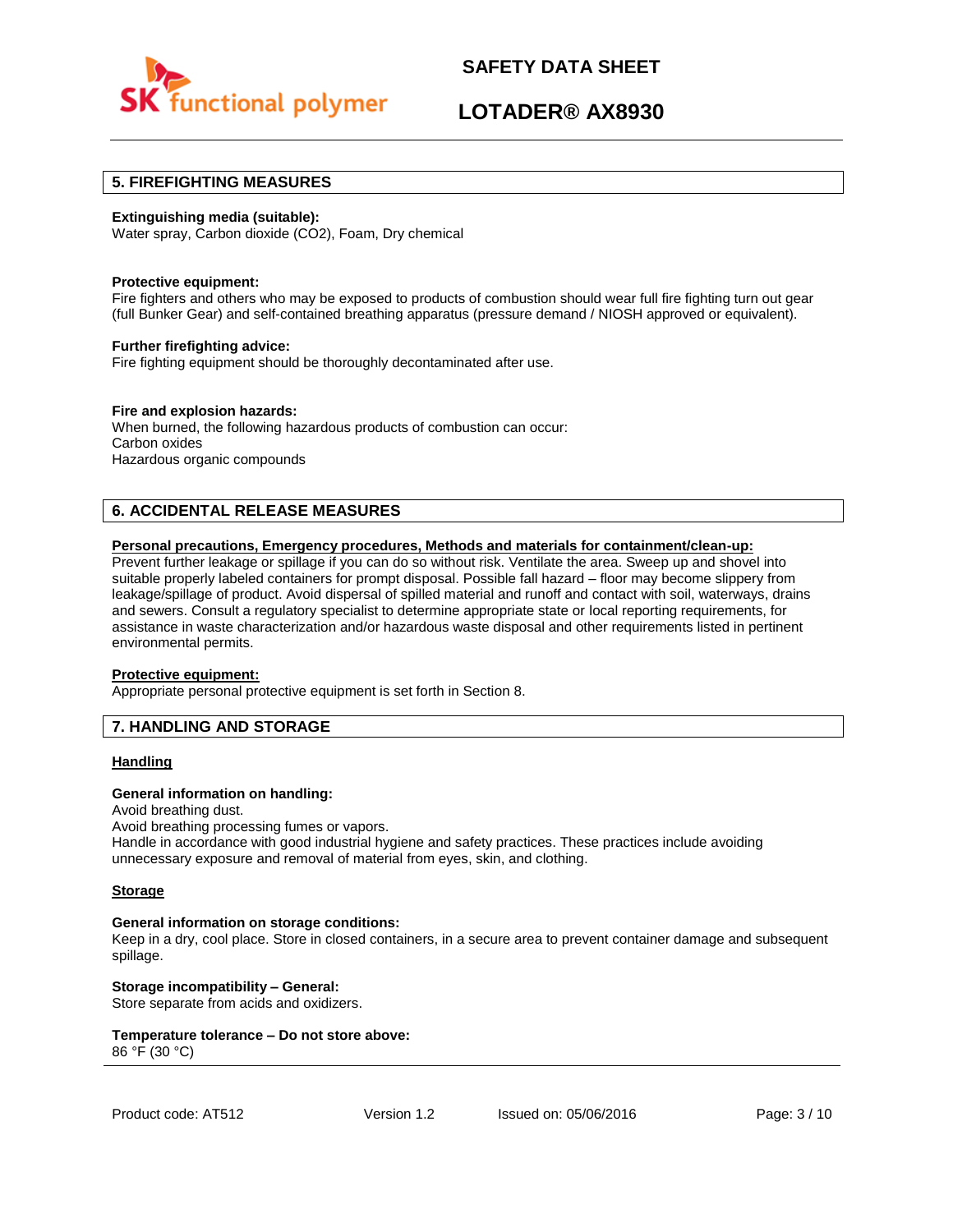## 5. FIREFIGHTING MEASURES

**Extinguishing media (suitable):**
Water spray, Carbon dioxide ($CO_2$), Foam, Dry chemical

**Protective equipment:**
Fire fighters and others who may be exposed to products of combustion should wear full fire fighting turn out gear (full Bunker Gear) and self-contained breathing apparatus (pressure demand / NIOSH approved or equivalent).

**Further firefighting advice:**
Fire fighting equipment should be thoroughly decontaminated after use.

**Fire and explosion hazards:**
When burned, the following hazardous products of combustion can occur:
Carbon oxides
Hazardous organic compounds

## 6. ACCIDENTAL RELEASE MEASURES

**Personal precautions, Emergency procedures, Methods and materials for containment/clean-up:**
Prevent further leakage or spillage if you can do so without risk. Ventilate the area. Sweep up and shovel into suitable properly labeled containers for prompt disposal. Possible fall hazard – floor may become slippery from leakage/spillage of product. Avoid dispersal of spilled material and runoff and contact with soil, waterways, drains and sewers. Consult a regulatory specialist to determine appropriate state or local reporting requirements, for assistance in waste characterization and/or hazardous waste disposal and other requirements listed in pertinent environmental permits.

**Protective equipment:**
Appropriate personal protective equipment is set forth in Section 8.

## 7. HANDLING AND STORAGE

### Handling

**General information on handling:**
Avoid breathing dust.
Avoid breathing processing fumes or vapors.
Handle in accordance with good industrial hygiene and safety practices. These practices include avoiding unnecessary exposure and removal of material from eyes, skin, and clothing.

### Storage

**General information on storage conditions:**
Keep in a dry, cool place. Store in closed containers, in a secure area to prevent container damage and subsequent spillage.

**Storage incompatibility – General:**
Store separate from acids and oxidizers.

**Temperature tolerance – Do not store above:**
86 °F (30 °C)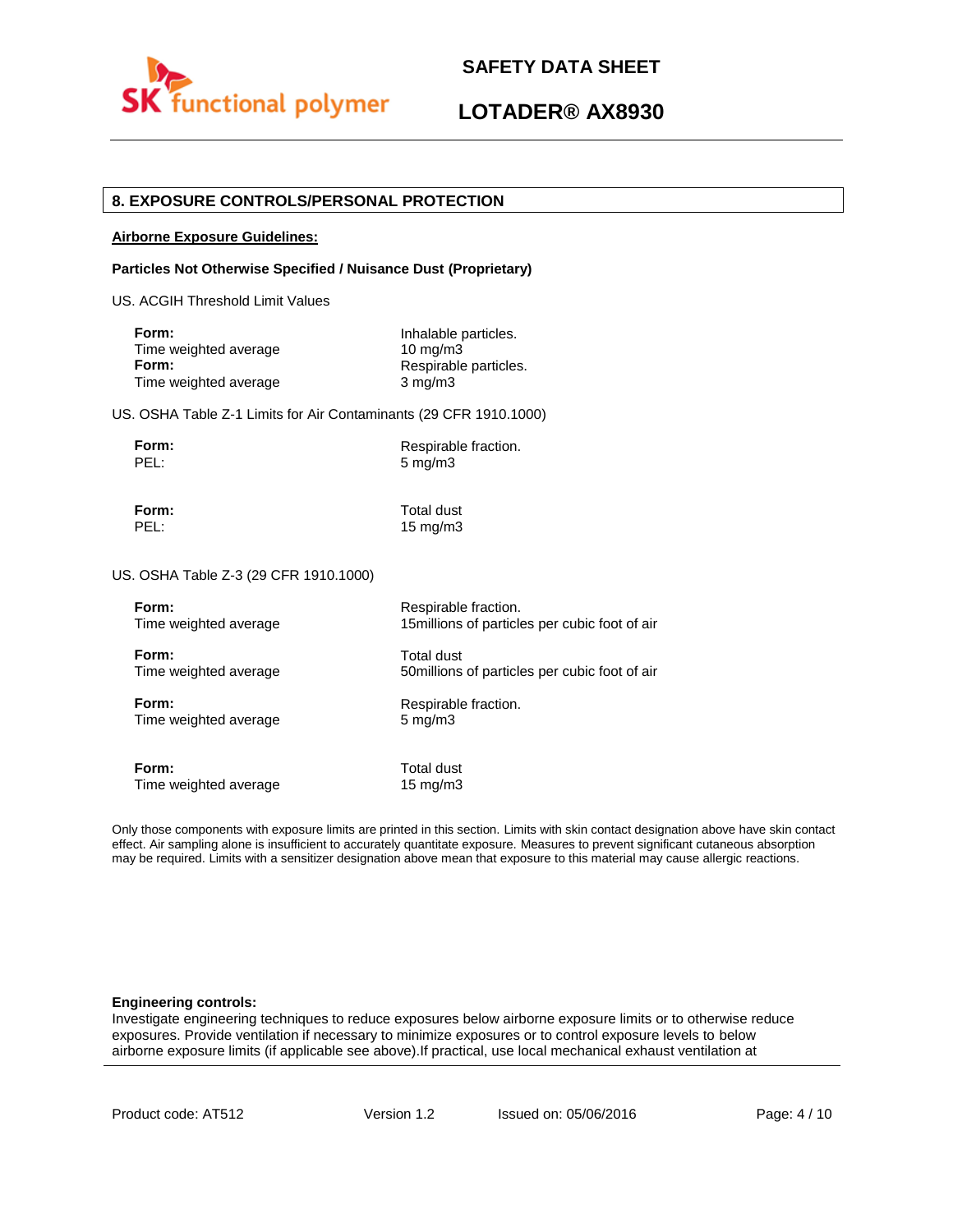## 8. EXPOSURE CONTROLS/PERSONAL PROTECTION

**Airborne Exposure Guidelines:**

**Particles Not Otherwise Specified / Nuisance Dust (Proprietary)**

US. ACGIH Threshold Limit Values

| | |
|---|---|
| **Form:** | Inhalable particles. |
| Time weighted average | 10 mg/m3 |
| **Form:** | Respirable particles. |
| Time weighted average | 3 mg/m3 |

US. OSHA Table Z-1 Limits for Air Contaminants (29 CFR 1910.1000)

| | |
|---|---|
| **Form:** | Respirable fraction. |
| PEL: | 5 mg/m3 |
| **Form:** | Total dust |
| PEL: | 15 mg/m3 |

US. OSHA Table Z-3 (29 CFR 1910.1000)

| | |
|---|---|
| **Form:** | Respirable fraction. |
| Time weighted average | 15millions of particles per cubic foot of air |
| **Form:** | Total dust |
| Time weighted average | 50millions of particles per cubic foot of air |
| **Form:** | Respirable fraction. |
| Time weighted average | 5 mg/m3 |
| **Form:** | Total dust |
| Time weighted average | 15 mg/m3 |

Only those components with exposure limits are printed in this section. Limits with skin contact designation above have skin contact effect. Air sampling alone is insufficient to accurately quantitate exposure. Measures to prevent significant cutaneous absorption may be required. Limits with a sensitizer designation above mean that exposure to this material may cause allergic reactions.

**Engineering controls:**
Investigate engineering techniques to reduce exposures below airborne exposure limits or to otherwise reduce exposures. Provide ventilation if necessary to minimize exposures or to control exposure levels to below airborne exposure limits (if applicable see above).If practical, use local mechanical exhaust ventilation at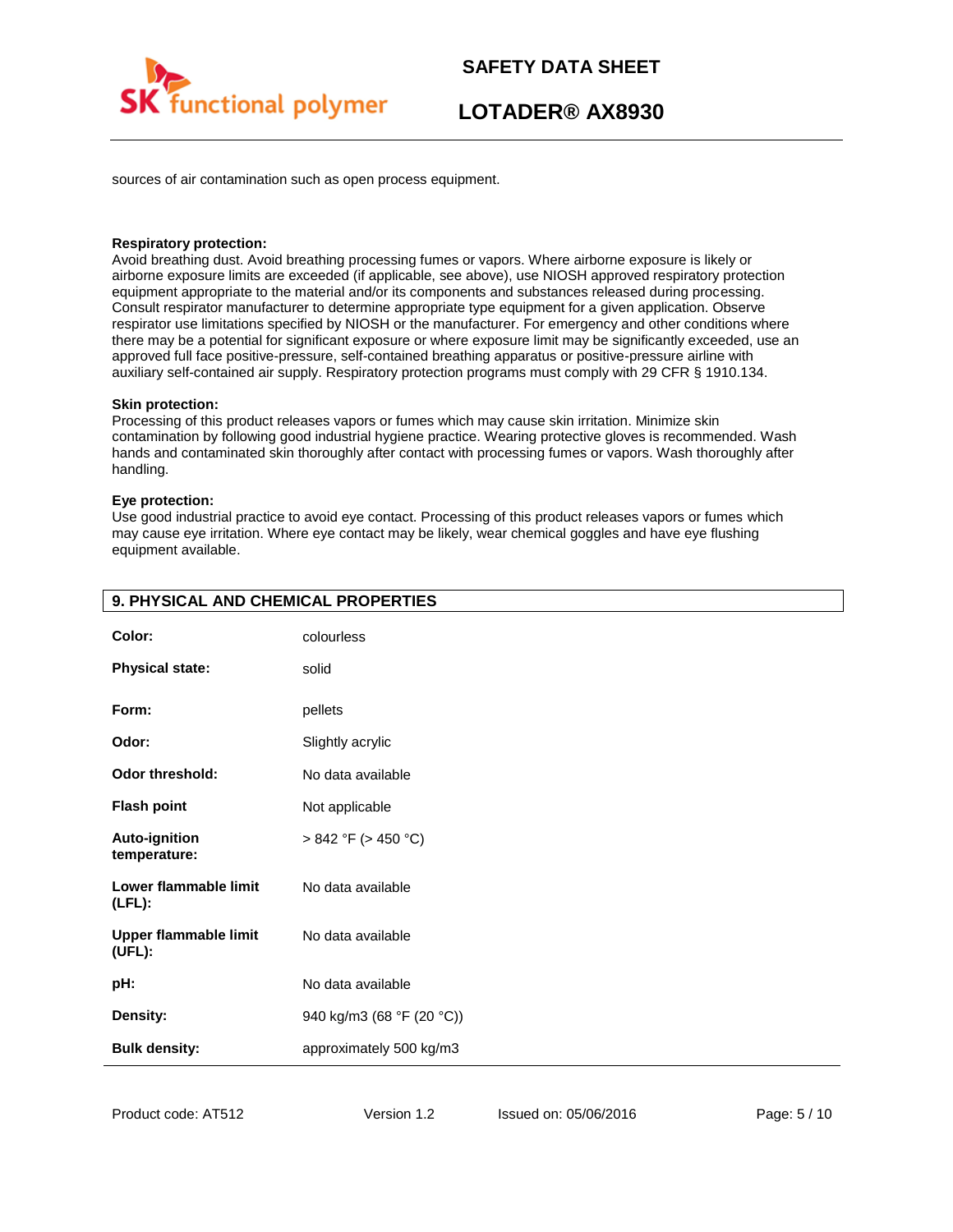sources of air contamination such as open process equipment.

**Respiratory protection:**
Avoid breathing dust. Avoid breathing processing fumes or vapors. Where airborne exposure is likely or airborne exposure limits are exceeded (if applicable, see above), use NIOSH approved respiratory protection equipment appropriate to the material and/or its components and substances released during processing. Consult respirator manufacturer to determine appropriate type equipment for a given application. Observe respirator use limitations specified by NIOSH or the manufacturer. For emergency and other conditions where there may be a potential for significant exposure or where exposure limit may be significantly exceeded, use an approved full face positive-pressure, self-contained breathing apparatus or positive-pressure airline with auxiliary self-contained air supply. Respiratory protection programs must comply with 29 CFR § 1910.134.

**Skin protection:**
Processing of this product releases vapors or fumes which may cause skin irritation. Minimize skin contamination by following good industrial hygiene practice. Wearing protective gloves is recommended. Wash hands and contaminated skin thoroughly after contact with processing fumes or vapors. Wash thoroughly after handling.

**Eye protection:**
Use good industrial practice to avoid eye contact. Processing of this product releases vapors or fumes which may cause eye irritation. Where eye contact may be likely, wear chemical goggles and have eye flushing equipment available.

## 9. PHYSICAL AND CHEMICAL PROPERTIES

| | |
|---|---|
| **Color:** | colourless |
| **Physical state:** | solid |
| **Form:** | pellets |
| **Odor:** | Slightly acrylic |
| **Odor threshold:** | No data available |
| **Flash point** | Not applicable |
| **Auto-ignition temperature:** | > 842 °F (> 450 °C) |
| **Lower flammable limit (LFL):** | No data available |
| **Upper flammable limit (UFL):** | No data available |
| **pH:** | No data available |
| **Density:** | 940 kg/m3 (68 °F (20 °C)) |
| **Bulk density:** | approximately 500 kg/m3 |

Product code: AT512 Version 1.2 Issued on: 05/06/2016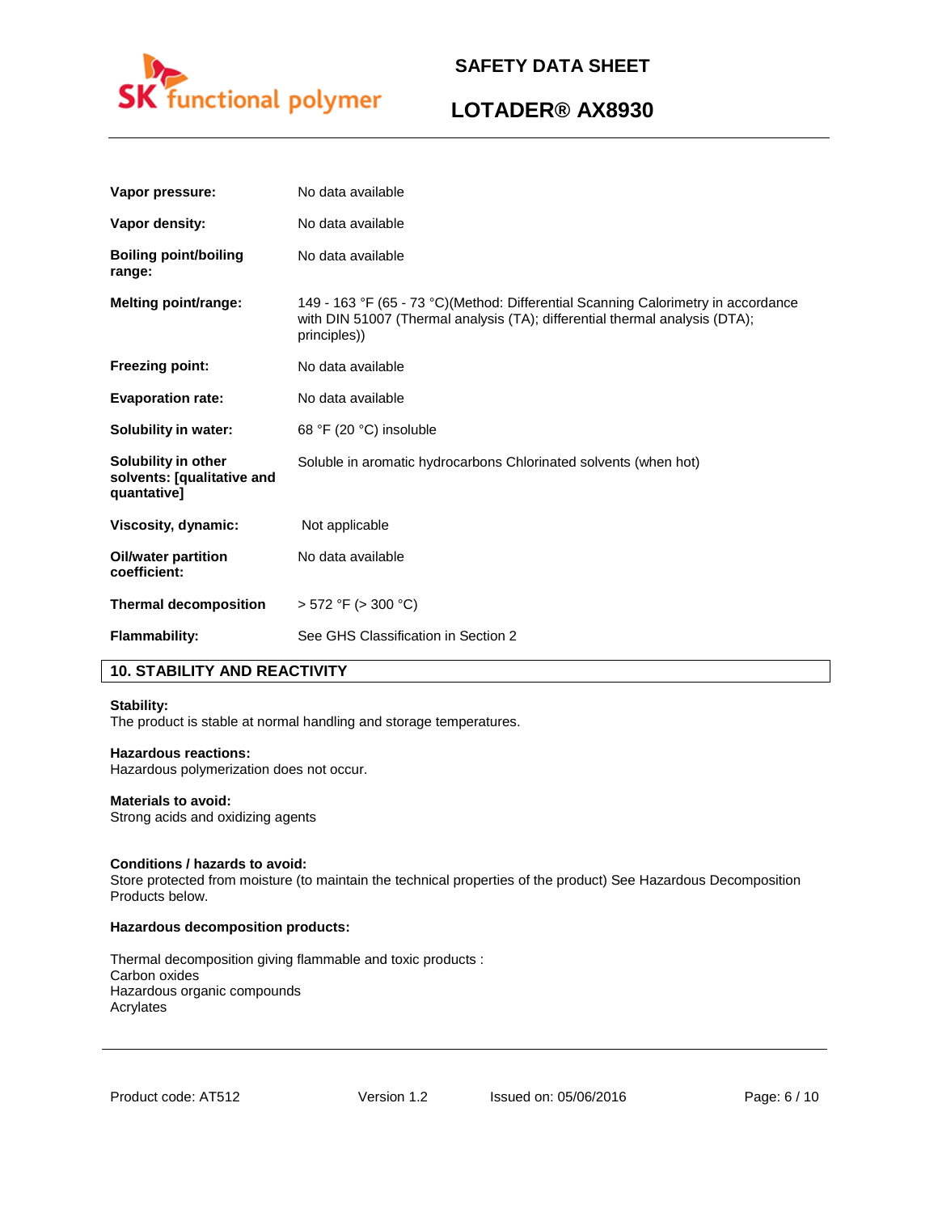| | |
|---|---|
| **Vapor pressure:** | No data available |
| **Vapor density:** | No data available |
| **Boiling point/boiling range:** | No data available |
| **Melting point/range:** | 149 - 163 °F (65 - 73 °C)(Method: Differential Scanning Calorimetry in accordance with DIN 51007 (Thermal analysis (TA); differential thermal analysis (DTA); principles)) |
| **Freezing point:** | No data available |
| **Evaporation rate:** | No data available |
| **Solubility in water:** | 68 °F (20 °C) insoluble |
| **Solubility in other solvents: [qualitative and quantative]** | Soluble in aromatic hydrocarbons Chlorinated solvents (when hot) |
| **Viscosity, dynamic:** | Not applicable |
| **Oil/water partition coefficient:** | No data available |
| **Thermal decomposition** | > 572 °F (> 300 °C) |
| **Flammability:** | See GHS Classification in Section 2 |

## 10. STABILITY AND REACTIVITY

**Stability:**
The product is stable at normal handling and storage temperatures.

**Hazardous reactions:**
Hazardous polymerization does not occur.

**Materials to avoid:**
Strong acids and oxidizing agents

**Conditions / hazards to avoid:**
Store protected from moisture (to maintain the technical properties of the product) See Hazardous Decomposition Products below.

**Hazardous decomposition products:**

Thermal decomposition giving flammable and toxic products :
Carbon oxides
Hazardous organic compounds
Acrylates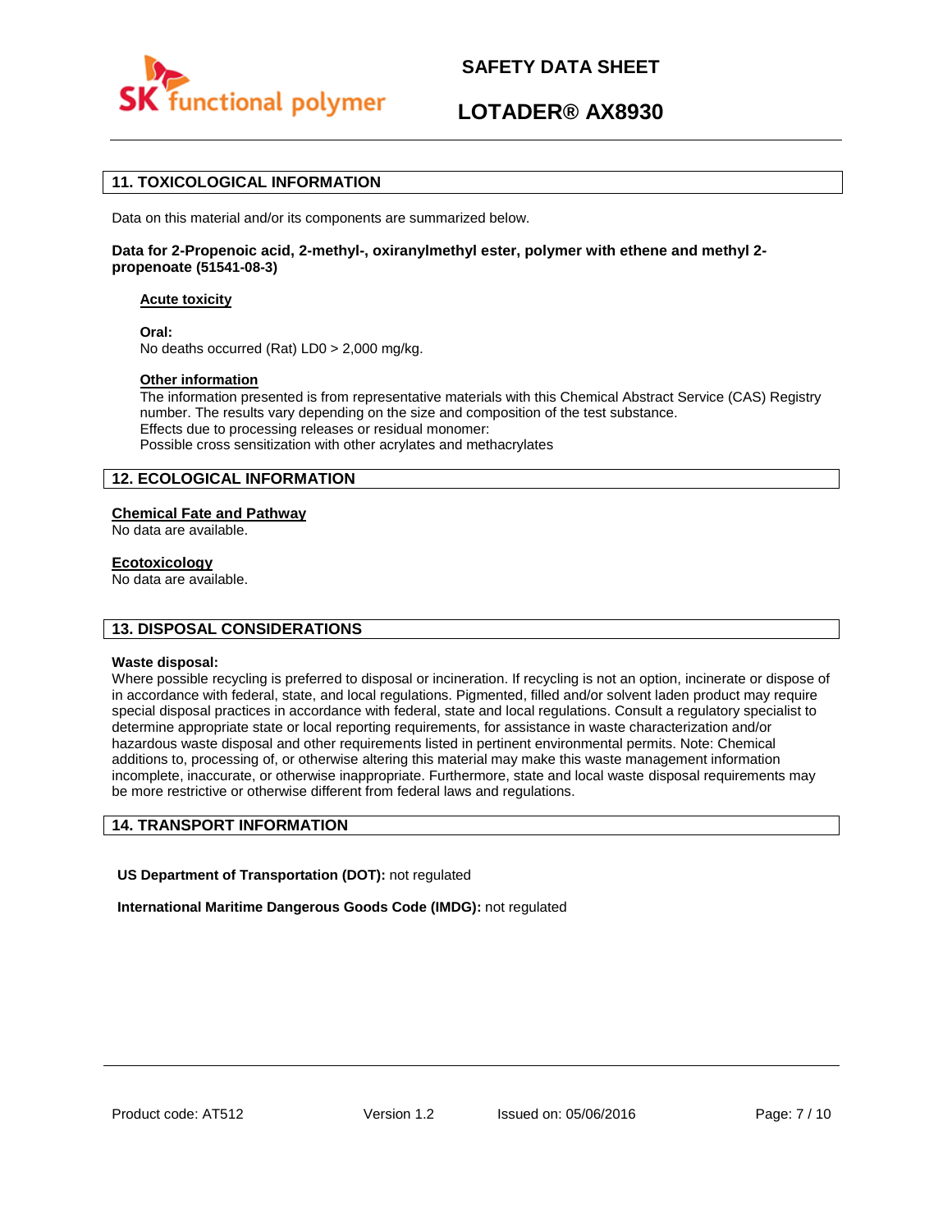## 11. TOXICOLOGICAL INFORMATION

Data on this material and/or its components are summarized below.

**Data for 2-Propenoic acid, 2-methyl-, oxiranylmethyl ester, polymer with ethene and methyl 2-propenoate (51541-08-3)**

**Acute toxicity**

**Oral:**
No deaths occurred (Rat) LD0 > 2,000 mg/kg.

**Other information**
The information presented is from representative materials with this Chemical Abstract Service (CAS) Registry number. The results vary depending on the size and composition of the test substance.
Effects due to processing releases or residual monomer:
Possible cross sensitization with other acrylates and methacrylates

## 12. ECOLOGICAL INFORMATION

**Chemical Fate and Pathway**
No data are available.

**Ecotoxicology**
No data are available.

## 13. DISPOSAL CONSIDERATIONS

**Waste disposal:**
Where possible recycling is preferred to disposal or incineration. If recycling is not an option, incinerate or dispose of in accordance with federal, state, and local regulations. Pigmented, filled and/or solvent laden product may require special disposal practices in accordance with federal, state and local regulations. Consult a regulatory specialist to determine appropriate state or local reporting requirements, for assistance in waste characterization and/or hazardous waste disposal and other requirements listed in pertinent environmental permits. Note: Chemical additions to, processing of, or otherwise altering this material may make this waste management information incomplete, inaccurate, or otherwise inappropriate. Furthermore, state and local waste disposal requirements may be more restrictive or otherwise different from federal laws and regulations.

## 14. TRANSPORT INFORMATION

**US Department of Transportation (DOT):** not regulated

**International Maritime Dangerous Goods Code (IMDG):** not regulated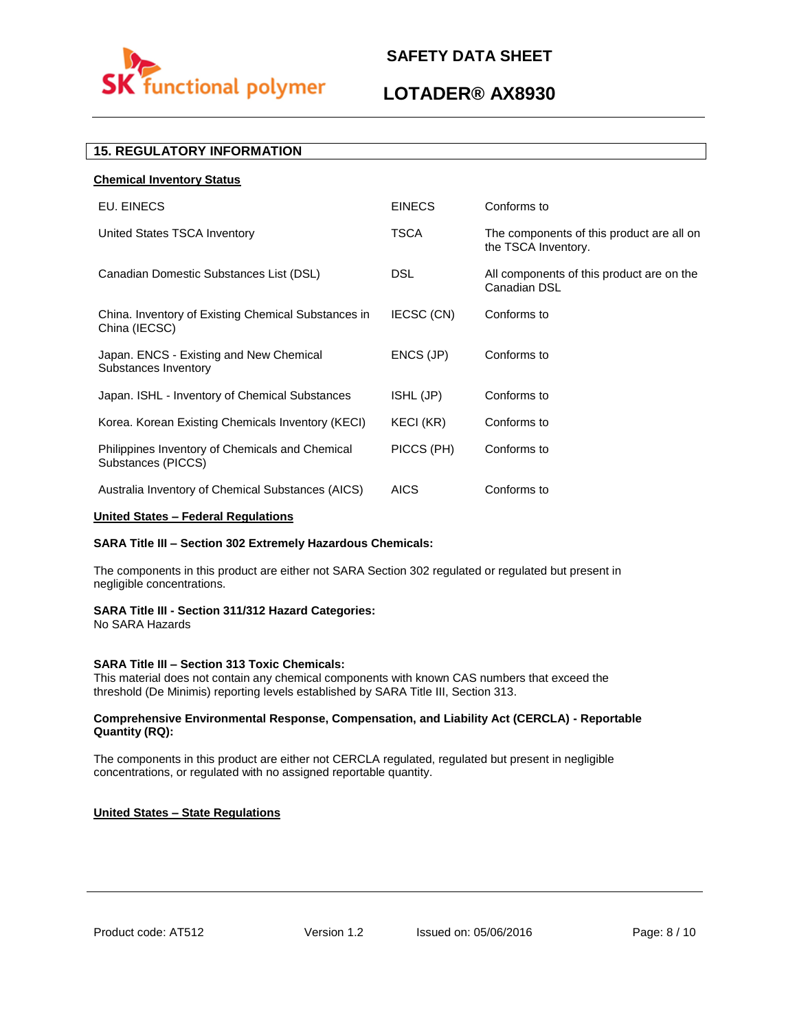## 15. REGULATORY INFORMATION

**Chemical Inventory Status**

| | | |
|---|---|---|
| EU. EINECS | EINECS | Conforms to |
| United States TSCA Inventory | TSCA | The components of this product are all on the TSCA Inventory. |
| Canadian Domestic Substances List (DSL) | DSL | All components of this product are on the Canadian DSL |
| China. Inventory of Existing Chemical Substances in China (IECSC) | IECSC (CN) | Conforms to |
| Japan. ENCS - Existing and New Chemical Substances Inventory | ENCS (JP) | Conforms to |
| Japan. ISHL - Inventory of Chemical Substances | ISHL (JP) | Conforms to |
| Korea. Korean Existing Chemicals Inventory (KECI) | KECI (KR) | Conforms to |
| Philippines Inventory of Chemicals and Chemical Substances (PICCS) | PICCS (PH) | Conforms to |
| Australia Inventory of Chemical Substances (AICS) | AICS | Conforms to |

**United States – Federal Regulations**

**SARA Title III – Section 302 Extremely Hazardous Chemicals:**

The components in this product are either not SARA Section 302 regulated or regulated but present in negligible concentrations.

**SARA Title III - Section 311/312 Hazard Categories:**
No SARA Hazards

**SARA Title III – Section 313 Toxic Chemicals:**
This material does not contain any chemical components with known CAS numbers that exceed the threshold (De Minimis) reporting levels established by SARA Title III, Section 313.

**Comprehensive Environmental Response, Compensation, and Liability Act (CERCLA) - Reportable Quantity (RQ):**

The components in this product are either not CERCLA regulated, regulated but present in negligible concentrations, or regulated with no assigned reportable quantity.

**United States – State Regulations**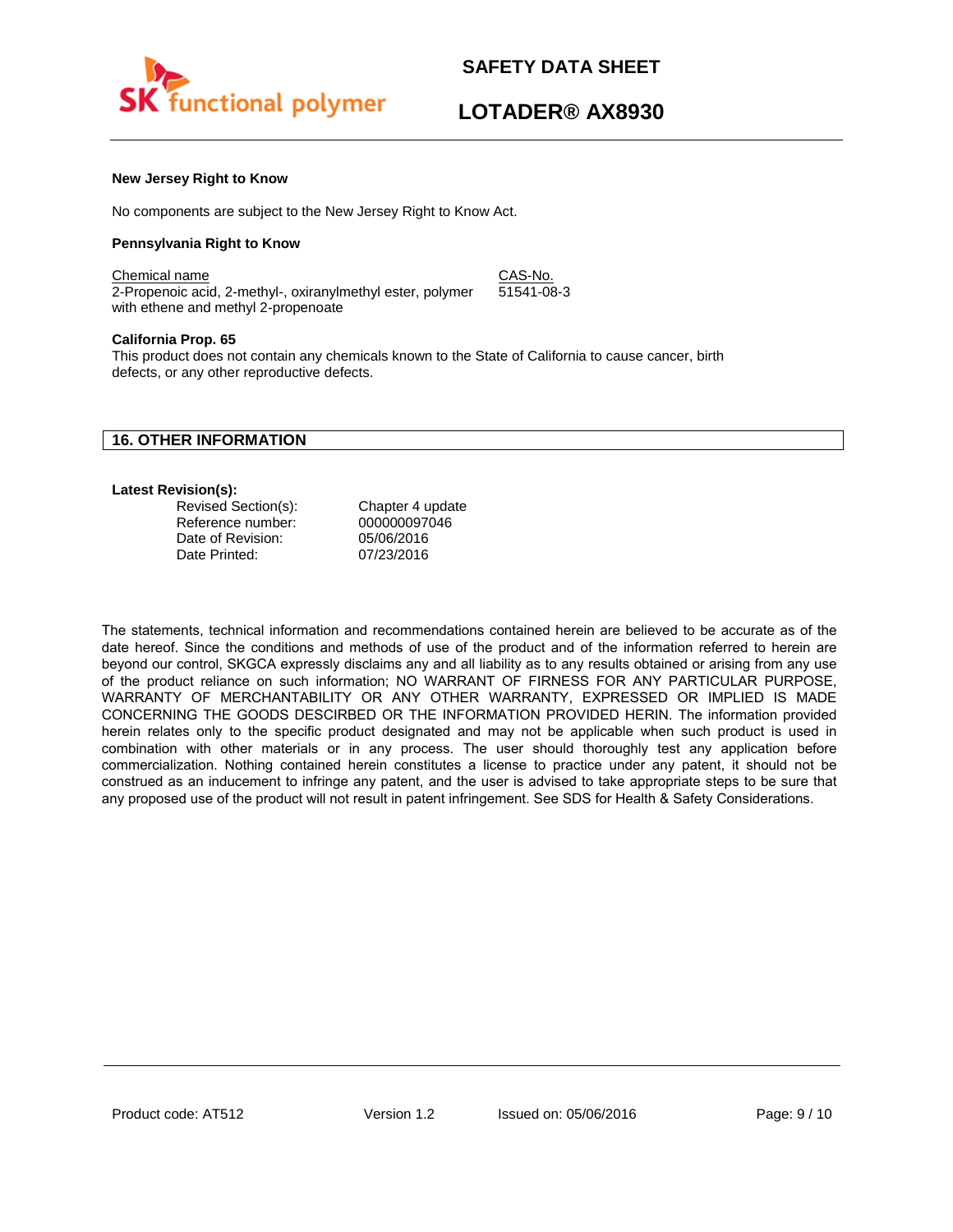**New Jersey Right to Know**

No components are subject to the New Jersey Right to Know Act.

**Pennsylvania Right to Know**

| Chemical name | CAS-No. |
| --- | --- |
| 2-Propenoic acid, 2-methyl-, oxiranylmethyl ester, polymer with ethene and methyl 2-propenoate | 51541-08-3 |

**California Prop. 65**

This product does not contain any chemicals known to the State of California to cause cancer, birth defects, or any other reproductive defects.

## 16. OTHER INFORMATION

**Latest Revision(s):**

| | |
| --- | --- |
| Revised Section(s): | Chapter 4 update |
| Reference number: | 000000097046 |
| Date of Revision: | 05/06/2016 |
| Date Printed: | 07/23/2016 |

The statements, technical information and recommendations contained herein are believed to be accurate as of the date hereof. Since the conditions and methods of use of the product and of the information referred to herein are beyond our control, SKGCA expressly disclaims any and all liability as to any results obtained or arising from any use of the product reliance on such information; NO WARRANT OF FIRNESS FOR ANY PARTICULAR PURPOSE, WARRANTY OF MERCHANTABILITY OR ANY OTHER WARRANTY, EXPRESSED OR IMPLIED IS MADE CONCERNING THE GOODS DESCRIBED OR THE INFORMATION PROVIDED HERIN. The information provided herein relates only to the specific product designated and may not be applicable when such product is used in combination with other materials or in any process. The user should thoroughly test any application before commercialization. Nothing contained herein constitutes a license to practice under any patent, it should not be construed as an inducement to infringe any patent, and the user is advised to take appropriate steps to be sure that any proposed use of the product will not result in patent infringement. See SDS for Health & Safety Considerations.